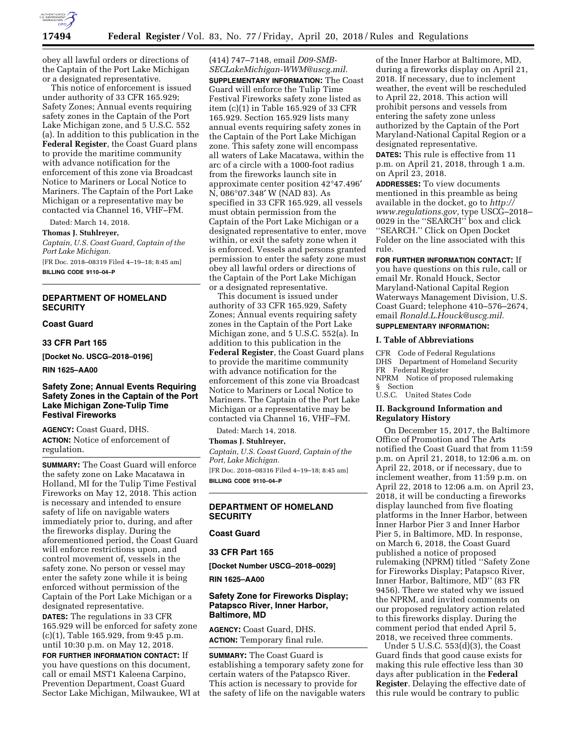obey all lawful orders or directions of the Captain of the Port Lake Michigan or a designated representative.

This notice of enforcement is issued under authority of 33 CFR 165.929; Safety Zones; Annual events requiring safety zones in the Captain of the Port Lake Michigan zone, and 5 U.S.C. 552 (a). In addition to this publication in the **Federal Register**, the Coast Guard plans to provide the maritime community with advance notification for the enforcement of this zone via Broadcast Notice to Mariners or Local Notice to Mariners. The Captain of the Port Lake Michigan or a representative may be contacted via Channel 16, VHF–FM.

Dated: March 14, 2018.

**Thomas J. Stuhlreyer,**

*Captain, U.S. Coast Guard, Captain of the Port Lake Michigan.*

[FR Doc. 2018–08319 Filed 4–19–18; 8:45 am]

**BILLING CODE 9110–04–P**

---

## DEPARTMENT OF HOMELAND SECURITY

### Coast Guard

### 33 CFR Part 165

**[Docket No. USCG–2018–0196]**

**RIN 1625–AA00**

### Safety Zone; Annual Events Requiring Safety Zones in the Captain of the Port Lake Michigan Zone-Tulip Time Festival Fireworks

**AGENCY:** Coast Guard, DHS.

**ACTION:** Notice of enforcement of regulation.

**SUMMARY:** The Coast Guard will enforce the safety zone on Lake Macatawa in Holland, MI for the Tulip Time Festival Fireworks on May 12, 2018. This action is necessary and intended to ensure safety of life on navigable waters immediately prior to, during, and after the fireworks display. During the aforementioned period, the Coast Guard will enforce restrictions upon, and control movement of, vessels in the safety zone. No person or vessel may enter the safety zone while it is being enforced without permission of the Captain of the Port Lake Michigan or a designated representative.

**DATES:** The regulations in 33 CFR 165.929 will be enforced for safety zone (c)(1), Table 165.929, from 9:45 p.m. until 10:30 p.m. on May 12, 2018.

**FOR FURTHER INFORMATION CONTACT:** If you have questions on this document, call or email MST1 Kaleena Carpino, Prevention Department, Coast Guard Sector Lake Michigan, Milwaukee, WI at (414) 747–7148, email *D09-SMB-SECLakeMichigan-WWM@uscg.mil.*

**SUPPLEMENTARY INFORMATION:** The Coast Guard will enforce the Tulip Time Festival Fireworks safety zone listed as item (c)(1) in Table 165.929 of 33 CFR 165.929. Section 165.929 lists many annual events requiring safety zones in the Captain of the Port Lake Michigan zone. This safety zone will encompass all waters of Lake Macatawa, within the arc of a circle with a 1000-foot radius from the fireworks launch site in approximate center position 42°47.496′ N, 086°07.348′ W (NAD 83). As specified in 33 CFR 165.929, all vessels must obtain permission from the Captain of the Port Lake Michigan or a designated representative to enter, move within, or exit the safety zone when it is enforced. Vessels and persons granted permission to enter the safety zone must obey all lawful orders or directions of the Captain of the Port Lake Michigan or a designated representative.

This document is issued under authority of 33 CFR 165.929, Safety Zones; Annual events requiring safety zones in the Captain of the Port Lake Michigan zone, and 5 U.S.C. 552(a). In addition to this publication in the **Federal Register**, the Coast Guard plans to provide the maritime community with advance notification for the enforcement of this zone via Broadcast Notice to Mariners or Local Notice to Mariners. The Captain of the Port Lake Michigan or a representative may be contacted via Channel 16, VHF–FM.

Dated: March 14, 2018.

**Thomas J. Stuhlreyer,**

*Captain, U.S. Coast Guard, Captain of the Port, Lake Michigan.*

[FR Doc. 2018–08316 Filed 4–19–18; 8:45 am]

**BILLING CODE 9110–04–P**

---

## DEPARTMENT OF HOMELAND SECURITY

### Coast Guard

### 33 CFR Part 165

**[Docket Number USCG–2018–0029]**

**RIN 1625–AA00**

### Safety Zone for Fireworks Display; Patapsco River, Inner Harbor, Baltimore, MD

**AGENCY:** Coast Guard, DHS.

**ACTION:** Temporary final rule.

**SUMMARY:** The Coast Guard is establishing a temporary safety zone for certain waters of the Patapsco River. This action is necessary to provide for the safety of life on the navigable waters of the Inner Harbor at Baltimore, MD, during a fireworks display on April 21, 2018. If necessary, due to inclement weather, the event will be rescheduled to April 22, 2018. This action will prohibit persons and vessels from entering the safety zone unless authorized by the Captain of the Port Maryland-National Capital Region or a designated representative.

**DATES:** This rule is effective from 11 p.m. on April 21, 2018, through 1 a.m. on April 23, 2018.

**ADDRESSES:** To view documents mentioned in this preamble as being available in the docket, go to *http://www.regulations.gov,* type USCG–2018–0029 in the "SEARCH" box and click "SEARCH." Click on Open Docket Folder on the line associated with this rule.

**FOR FURTHER INFORMATION CONTACT:** If you have questions on this rule, call or email Mr. Ronald Houck, Sector Maryland-National Capital Region Waterways Management Division, U.S. Coast Guard; telephone 410–576–2674, email *Ronald.L.Houck@uscg.mil.*

**SUPPLEMENTARY INFORMATION:**

#### I. Table of Abbreviations

CFR Code of Federal Regulations
DHS Department of Homeland Security
FR Federal Register
NPRM Notice of proposed rulemaking
§ Section
U.S.C. United States Code

#### II. Background Information and Regulatory History

On December 15, 2017, the Baltimore Office of Promotion and The Arts notified the Coast Guard that from 11:59 p.m. on April 21, 2018, to 12:06 a.m. on April 22, 2018, or if necessary, due to inclement weather, from 11:59 p.m. on April 22, 2018 to 12:06 a.m. on April 23, 2018, it will be conducting a fireworks display launched from five floating platforms in the Inner Harbor, between Inner Harbor Pier 3 and Inner Harbor Pier 5, in Baltimore, MD. In response, on March 6, 2018, the Coast Guard published a notice of proposed rulemaking (NPRM) titled "Safety Zone for Fireworks Display; Patapsco River, Inner Harbor, Baltimore, MD" (83 FR 9456). There we stated why we issued the NPRM, and invited comments on our proposed regulatory action related to this fireworks display. During the comment period that ended April 5, 2018, we received three comments.

Under 5 U.S.C. 553(d)(3), the Coast Guard finds that good cause exists for making this rule effective less than 30 days after publication in the **Federal Register**. Delaying the effective date of this rule would be contrary to public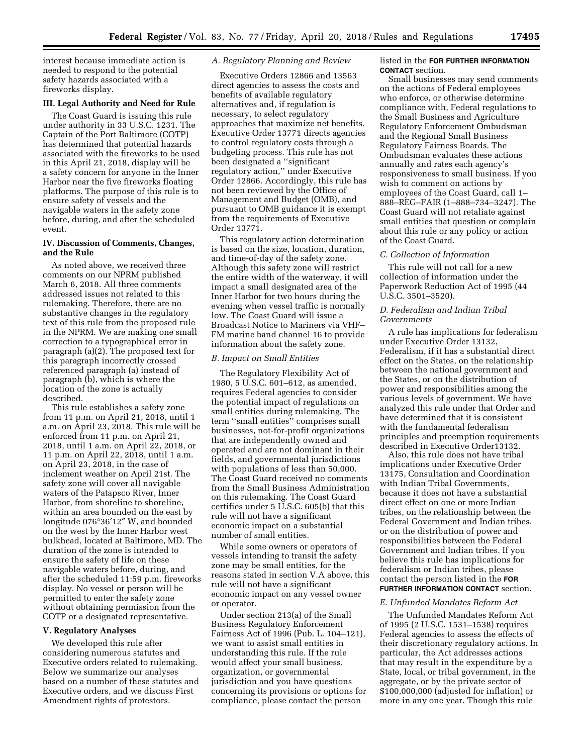interest because immediate action is needed to respond to the potential safety hazards associated with a fireworks display.

### III. Legal Authority and Need for Rule

The Coast Guard is issuing this rule under authority in 33 U.S.C. 1231. The Captain of the Port Baltimore (COTP) has determined that potential hazards associated with the fireworks to be used in this April 21, 2018, display will be a safety concern for anyone in the Inner Harbor near the five fireworks floating platforms. The purpose of this rule is to ensure safety of vessels and the navigable waters in the safety zone before, during, and after the scheduled event.

### IV. Discussion of Comments, Changes, and the Rule

As noted above, we received three comments on our NPRM published March 6, 2018. All three comments addressed issues not related to this rulemaking. Therefore, there are no substantive changes in the regulatory text of this rule from the proposed rule in the NPRM. We are making one small correction to a typographical error in paragraph (a)(2). The proposed text for this paragraph incorrectly crossed referenced paragraph (a) instead of paragraph (b), which is where the location of the zone is actually described.

This rule establishes a safety zone from 11 p.m. on April 21, 2018, until 1 a.m. on April 23, 2018. This rule will be enforced from 11 p.m. on April 21, 2018, until 1 a.m. on April 22, 2018, or 11 p.m. on April 22, 2018, until 1 a.m. on April 23, 2018, in the case of inclement weather on April 21st. The safety zone will cover all navigable waters of the Patapsco River, Inner Harbor, from shoreline to shoreline, within an area bounded on the east by longitude 076°36′12″ W, and bounded on the west by the Inner Harbor west bulkhead, located at Baltimore, MD. The duration of the zone is intended to ensure the safety of life on these navigable waters before, during, and after the scheduled 11:59 p.m. fireworks display. No vessel or person will be permitted to enter the safety zone without obtaining permission from the COTP or a designated representative.

### V. Regulatory Analyses

We developed this rule after considering numerous statutes and Executive orders related to rulemaking. Below we summarize our analyses based on a number of these statutes and Executive orders, and we discuss First Amendment rights of protestors.

#### *A. Regulatory Planning and Review*

Executive Orders 12866 and 13563 direct agencies to assess the costs and benefits of available regulatory alternatives and, if regulation is necessary, to select regulatory approaches that maximize net benefits. Executive Order 13771 directs agencies to control regulatory costs through a budgeting process. This rule has not been designated a ''significant regulatory action,'' under Executive Order 12866. Accordingly, this rule has not been reviewed by the Office of Management and Budget (OMB), and pursuant to OMB guidance it is exempt from the requirements of Executive Order 13771.

This regulatory action determination is based on the size, location, duration, and time-of-day of the safety zone. Although this safety zone will restrict the entire width of the waterway, it will impact a small designated area of the Inner Harbor for two hours during the evening when vessel traffic is normally low. The Coast Guard will issue a Broadcast Notice to Mariners via VHF–FM marine band channel 16 to provide information about the safety zone.

#### *B. Impact on Small Entities*

The Regulatory Flexibility Act of 1980, 5 U.S.C. 601–612, as amended, requires Federal agencies to consider the potential impact of regulations on small entities during rulemaking. The term ''small entities'' comprises small businesses, not-for-profit organizations that are independently owned and operated and are not dominant in their fields, and governmental jurisdictions with populations of less than 50,000. The Coast Guard received no comments from the Small Business Administration on this rulemaking. The Coast Guard certifies under 5 U.S.C. 605(b) that this rule will not have a significant economic impact on a substantial number of small entities.

While some owners or operators of vessels intending to transit the safety zone may be small entities, for the reasons stated in section V.A above, this rule will not have a significant economic impact on any vessel owner or operator.

Under section 213(a) of the Small Business Regulatory Enforcement Fairness Act of 1996 (Pub. L. 104–121), we want to assist small entities in understanding this rule. If the rule would affect your small business, organization, or governmental jurisdiction and you have questions concerning its provisions or options for compliance, please contact the person listed in the **FOR FURTHER INFORMATION CONTACT** section.

Small businesses may send comments on the actions of Federal employees who enforce, or otherwise determine compliance with, Federal regulations to the Small Business and Agriculture Regulatory Enforcement Ombudsman and the Regional Small Business Regulatory Fairness Boards. The Ombudsman evaluates these actions annually and rates each agency's responsiveness to small business. If you wish to comment on actions by employees of the Coast Guard, call 1–888–REG–FAIR (1–888–734–3247). The Coast Guard will not retaliate against small entities that question or complain about this rule or any policy or action of the Coast Guard.

#### *C. Collection of Information*

This rule will not call for a new collection of information under the Paperwork Reduction Act of 1995 (44 U.S.C. 3501–3520).

#### *D. Federalism and Indian Tribal Governments*

A rule has implications for federalism under Executive Order 13132, Federalism, if it has a substantial direct effect on the States, on the relationship between the national government and the States, or on the distribution of power and responsibilities among the various levels of government. We have analyzed this rule under that Order and have determined that it is consistent with the fundamental federalism principles and preemption requirements described in Executive Order13132.

Also, this rule does not have tribal implications under Executive Order 13175, Consultation and Coordination with Indian Tribal Governments, because it does not have a substantial direct effect on one or more Indian tribes, on the relationship between the Federal Government and Indian tribes, or on the distribution of power and responsibilities between the Federal Government and Indian tribes. If you believe this rule has implications for federalism or Indian tribes, please contact the person listed in the **FOR FURTHER INFORMATION CONTACT** section.

#### *E. Unfunded Mandates Reform Act*

The Unfunded Mandates Reform Act of 1995 (2 U.S.C. 1531–1538) requires Federal agencies to assess the effects of their discretionary regulatory actions. In particular, the Act addresses actions that may result in the expenditure by a State, local, or tribal government, in the aggregate, or by the private sector of $100,000,000 (adjusted for inflation) or more in any one year. Though this rule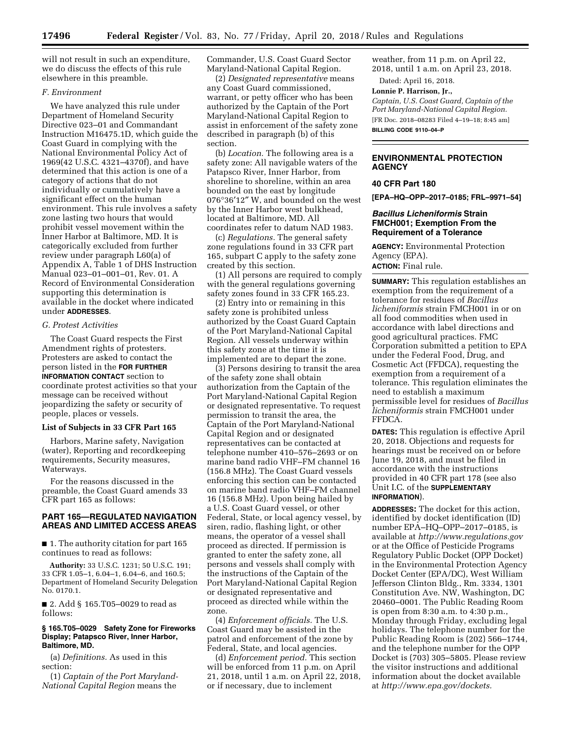will not result in such an expenditure, we do discuss the effects of this rule elsewhere in this preamble.

### *F. Environment*

We have analyzed this rule under Department of Homeland Security Directive 023–01 and Commandant Instruction M16475.1D, which guide the Coast Guard in complying with the National Environmental Policy Act of 1969(42 U.S.C. 4321–4370f), and have determined that this action is one of a category of actions that do not individually or cumulatively have a significant effect on the human environment. This rule involves a safety zone lasting two hours that would prohibit vessel movement within the Inner Harbor at Baltimore, MD. It is categorically excluded from further review under paragraph L60(a) of Appendix A, Table 1 of DHS Instruction Manual 023–01–001–01, Rev. 01. A Record of Environmental Consideration supporting this determination is available in the docket where indicated under **ADDRESSES**.

### *G. Protest Activities*

The Coast Guard respects the First Amendment rights of protesters. Protesters are asked to contact the person listed in the **FOR FURTHER INFORMATION CONTACT** section to coordinate protest activities so that your message can be received without jeopardizing the safety or security of people, places or vessels.

### List of Subjects in 33 CFR Part 165

Harbors, Marine safety, Navigation (water), Reporting and recordkeeping requirements, Security measures, Waterways.

For the reasons discussed in the preamble, the Coast Guard amends 33 CFR part 165 as follows:

## PART 165—REGULATED NAVIGATION AREAS AND LIMITED ACCESS AREAS

■ 1. The authority citation for part 165 continues to read as follows:

**Authority:** 33 U.S.C. 1231; 50 U.S.C. 191; 33 CFR 1.05–1, 6.04–1, 6.04–6, and 160.5; Department of Homeland Security Delegation No. 0170.1.

■ 2. Add § 165.T05–0029 to read as follows:

#### § 165.T05–0029 Safety Zone for Fireworks Display; Patapsco River, Inner Harbor, Baltimore, MD.

(a) *Definitions.* As used in this section:

(1) *Captain of the Port Maryland-National Capital Region* means the Commander, U.S. Coast Guard Sector Maryland-National Capital Region.

(2) *Designated representative* means any Coast Guard commissioned, warrant, or petty officer who has been authorized by the Captain of the Port Maryland-National Capital Region to assist in enforcement of the safety zone described in paragraph (b) of this section.

(b) *Location.* The following area is a safety zone: All navigable waters of the Patapsco River, Inner Harbor, from shoreline to shoreline, within an area bounded on the east by longitude 076°36′12″ W, and bounded on the west by the Inner Harbor west bulkhead, located at Baltimore, MD. All coordinates refer to datum NAD 1983.

(c) *Regulations.* The general safety zone regulations found in 33 CFR part 165, subpart C apply to the safety zone created by this section.

(1) All persons are required to comply with the general regulations governing safety zones found in 33 CFR 165.23.

(2) Entry into or remaining in this safety zone is prohibited unless authorized by the Coast Guard Captain of the Port Maryland-National Capital Region. All vessels underway within this safety zone at the time it is implemented are to depart the zone.

(3) Persons desiring to transit the area of the safety zone shall obtain authorization from the Captain of the Port Maryland-National Capital Region or designated representative. To request permission to transit the area, the Captain of the Port Maryland-National Capital Region and or designated representatives can be contacted at telephone number 410–576–2693 or on marine band radio VHF–FM channel 16 (156.8 MHz). The Coast Guard vessels enforcing this section can be contacted on marine band radio VHF–FM channel 16 (156.8 MHz). Upon being hailed by a U.S. Coast Guard vessel, or other Federal, State, or local agency vessel, by siren, radio, flashing light, or other means, the operator of a vessel shall proceed as directed. If permission is granted to enter the safety zone, all persons and vessels shall comply with the instructions of the Captain of the Port Maryland-National Capital Region or designated representative and proceed as directed while within the zone.

(4) *Enforcement officials.* The U.S. Coast Guard may be assisted in the patrol and enforcement of the zone by Federal, State, and local agencies.

(d) *Enforcement period.* This section will be enforced from 11 p.m. on April 21, 2018, until 1 a.m. on April 22, 2018, or if necessary, due to inclement weather, from 11 p.m. on April 22, 2018, until 1 a.m. on April 23, 2018.

Dated: April 16, 2018.

**Lonnie P. Harrison, Jr.,**

*Captain, U.S. Coast Guard, Captain of the Port Maryland-National Capital Region.*

[FR Doc. 2018–08283 Filed 4–19–18; 8:45 am]

**BILLING CODE 9110–04–P**

---

## ENVIRONMENTAL PROTECTION AGENCY

### 40 CFR Part 180

**[EPA–HQ–OPP–2017–0185; FRL–9971–54]**

### *Bacillus Licheniformis* Strain FMCH001; Exemption From the Requirement of a Tolerance

**AGENCY:** Environmental Protection Agency (EPA).

**ACTION:** Final rule.

**SUMMARY:** This regulation establishes an exemption from the requirement of a tolerance for residues of *Bacillus licheniformis* strain FMCH001 in or on all food commodities when used in accordance with label directions and good agricultural practices. FMC Corporation submitted a petition to EPA under the Federal Food, Drug, and Cosmetic Act (FFDCA), requesting the exemption from a requirement of a tolerance. This regulation eliminates the need to establish a maximum permissible level for residues of *Bacillus licheniformis* strain FMCH001 under FFDCA.

**DATES:** This regulation is effective April 20, 2018. Objections and requests for hearings must be received on or before June 19, 2018, and must be filed in accordance with the instructions provided in 40 CFR part 178 (see also Unit I.C. of the **SUPPLEMENTARY INFORMATION**).

**ADDRESSES:** The docket for this action, identified by docket identification (ID) number EPA–HQ–OPP–2017–0185, is available at *http://www.regulations.gov* or at the Office of Pesticide Programs Regulatory Public Docket (OPP Docket) in the Environmental Protection Agency Docket Center (EPA/DC), West William Jefferson Clinton Bldg., Rm. 3334, 1301 Constitution Ave. NW, Washington, DC 20460–0001. The Public Reading Room is open from 8:30 a.m. to 4:30 p.m., Monday through Friday, excluding legal holidays. The telephone number for the Public Reading Room is (202) 566–1744, and the telephone number for the OPP Docket is (703) 305–5805. Please review the visitor instructions and additional information about the docket available at *http://www.epa.gov/dockets.*